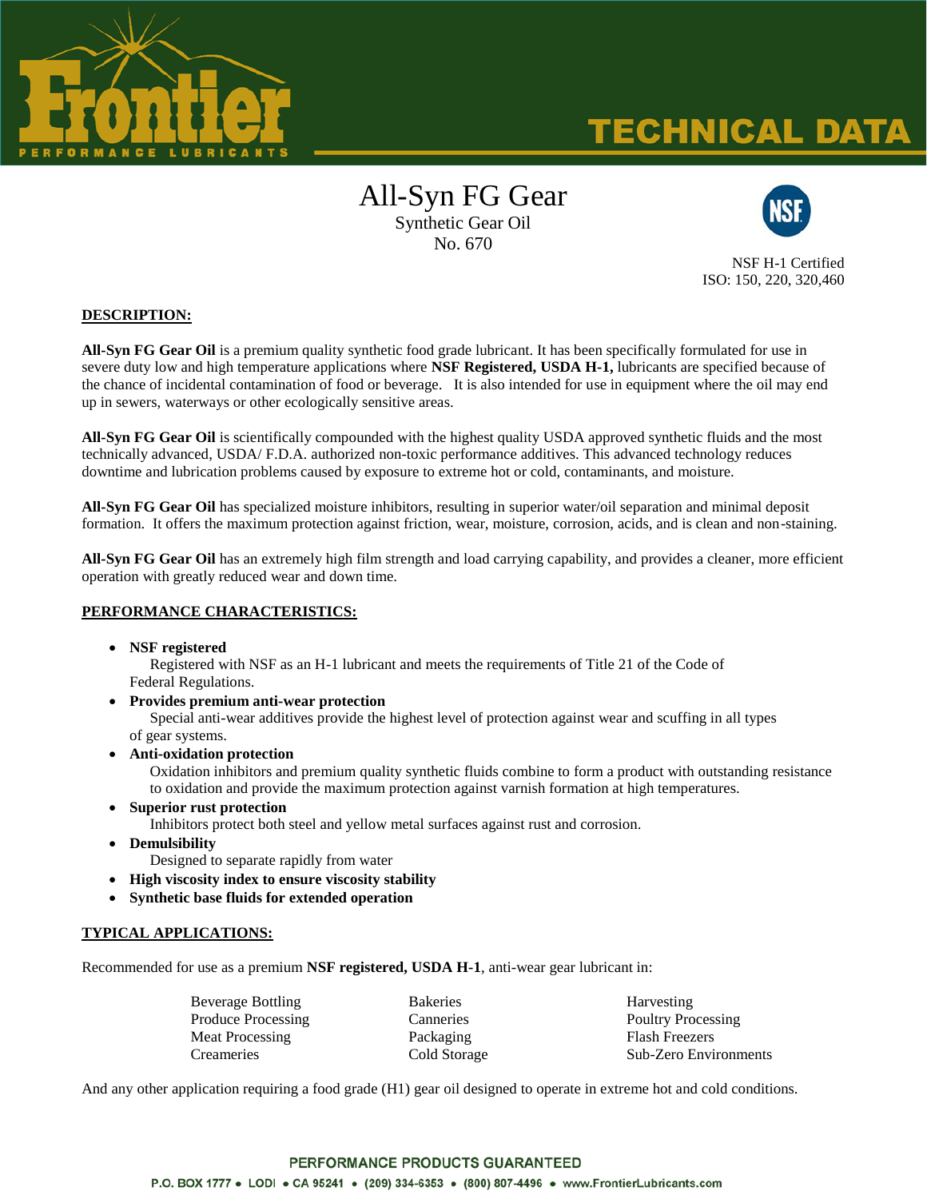Frontier PERFORMANCE LUBRICANTS

TECHNICAL DATA

# All-Syn FG Gear

Synthetic Gear Oil
No. 670

NSF H-1 Certified
ISO: 150, 220, 320,460

## DESCRIPTION:

**All-Syn FG Gear Oil** is a premium quality synthetic food grade lubricant. It has been specifically formulated for use in severe duty low and high temperature applications where **NSF Registered, USDA H-1,** lubricants are specified because of the chance of incidental contamination of food or beverage. It is also intended for use in equipment where the oil may end up in sewers, waterways or other ecologically sensitive areas.

**All-Syn FG Gear Oil** is scientifically compounded with the highest quality USDA approved synthetic fluids and the most technically advanced, USDA/ F.D.A. authorized non-toxic performance additives. This advanced technology reduces downtime and lubrication problems caused by exposure to extreme hot or cold, contaminants, and moisture.

**All-Syn FG Gear Oil** has specialized moisture inhibitors, resulting in superior water/oil separation and minimal deposit formation. It offers the maximum protection against friction, wear, moisture, corrosion, acids, and is clean and non-staining.

**All-Syn FG Gear Oil** has an extremely high film strength and load carrying capability, and provides a cleaner, more efficient operation with greatly reduced wear and down time.

## PERFORMANCE CHARACTERISTICS:

- **NSF registered**
  Registered with NSF as an H-1 lubricant and meets the requirements of Title 21 of the Code of Federal Regulations.
- **Provides premium anti-wear protection**
  Special anti-wear additives provide the highest level of protection against wear and scuffing in all types of gear systems.
- **Anti-oxidation protection**
  Oxidation inhibitors and premium quality synthetic fluids combine to form a product with outstanding resistance to oxidation and provide the maximum protection against varnish formation at high temperatures.
- **Superior rust protection**
  Inhibitors protect both steel and yellow metal surfaces against rust and corrosion.
- **Demulsibility**
  Designed to separate rapidly from water
- **High viscosity index to ensure viscosity stability**
- **Synthetic base fluids for extended operation**

## TYPICAL APPLICATIONS:

Recommended for use as a premium **NSF registered, USDA H-1**, anti-wear gear lubricant in:

| | | |
|---|---|---|
| Beverage Bottling | Bakeries | Harvesting |
| Produce Processing | Canneries | Poultry Processing |
| Meat Processing | Packaging | Flash Freezers |
| Creameries | Cold Storage | Sub-Zero Environments |

And any other application requiring a food grade (H1) gear oil designed to operate in extreme hot and cold conditions.

PERFORMANCE PRODUCTS GUARANTEED

P.O. BOX 1777 • LODI • CA 95241 • (209) 334-6353 • (800) 807-4496 • www.FrontierLubricants.com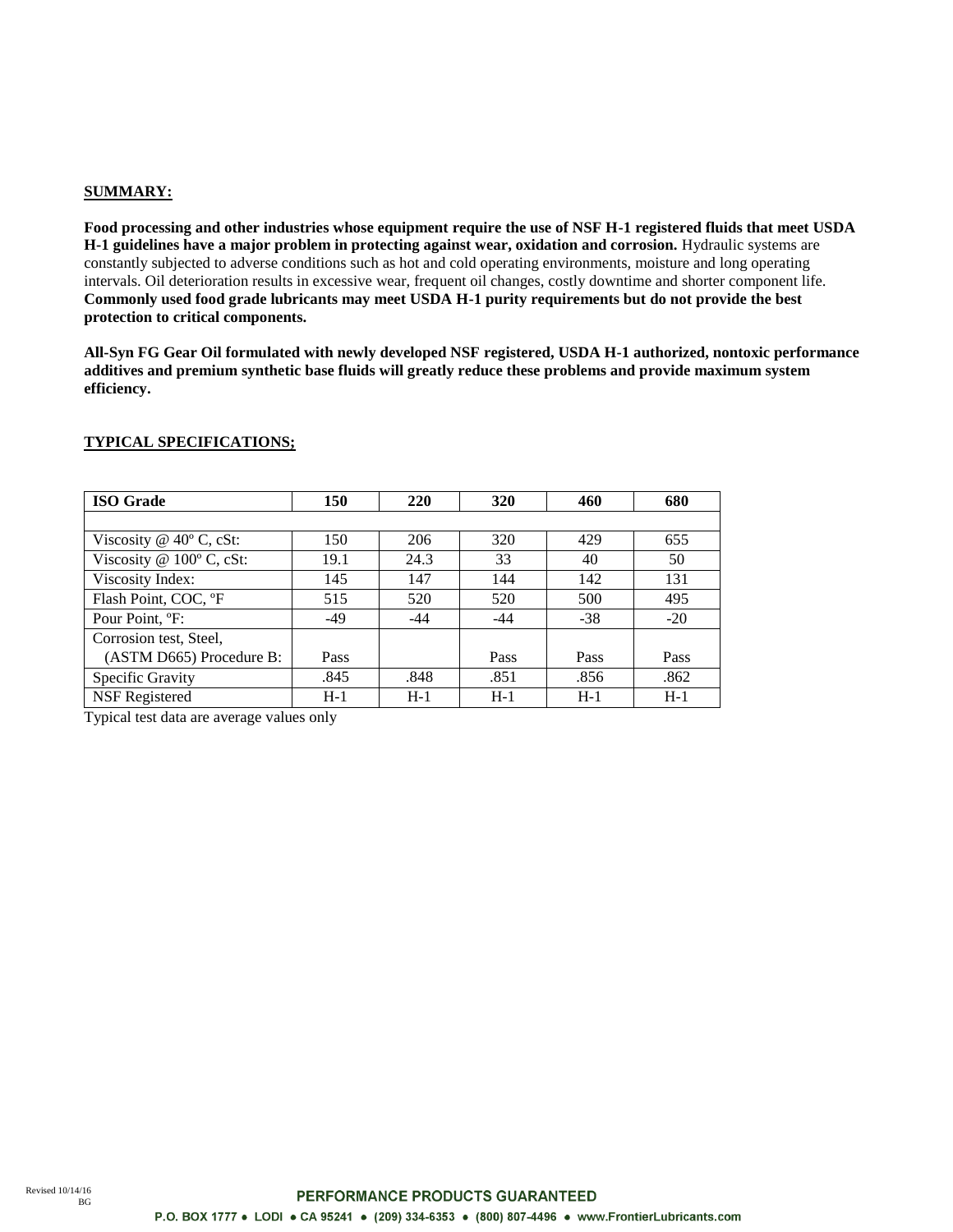**SUMMARY:**

**Food processing and other industries whose equipment require the use of NSF H-1 registered fluids that meet USDA H-1 guidelines have a major problem in protecting against wear, oxidation and corrosion.** Hydraulic systems are constantly subjected to adverse conditions such as hot and cold operating environments, moisture and long operating intervals. Oil deterioration results in excessive wear, frequent oil changes, costly downtime and shorter component life. **Commonly used food grade lubricants may meet USDA H-1 purity requirements but do not provide the best protection to critical components.**

**All-Syn FG Gear Oil formulated with newly developed NSF registered, USDA H-1 authorized, nontoxic performance additives and premium synthetic base fluids will greatly reduce these problems and provide maximum system efficiency.**

**TYPICAL SPECIFICATIONS;**

| **ISO Grade** | **150** | **220** | **320** | **460** | **680** |
|---|---|---|---|---|---|
| | | | | | |
| Viscosity @ 40º C, cSt: | 150 | 206 | 320 | 429 | 655 |
| Viscosity @ 100º C, cSt: | 19.1 | 24.3 | 33 | 40 | 50 |
| Viscosity Index: | 145 | 147 | 144 | 142 | 131 |
| Flash Point, COC, ºF | 515 | 520 | 520 | 500 | 495 |
| Pour Point, ºF: | -49 | -44 | -44 | -38 | -20 |
| Corrosion test, Steel, (ASTM D665) Procedure B: | Pass | | Pass | Pass | Pass |
| Specific Gravity | .845 | .848 | .851 | .856 | .862 |
| NSF Registered | H-1 | H-1 | H-1 | H-1 | H-1 |

Typical test data are average values only

Revised 10/14/16
BG

PERFORMANCE PRODUCTS GUARANTEED

P.O. BOX 1777 ● LODI ● CA 95241 ● (209) 334-6353 ● (800) 807-4496 ● www.FrontierLubricants.com